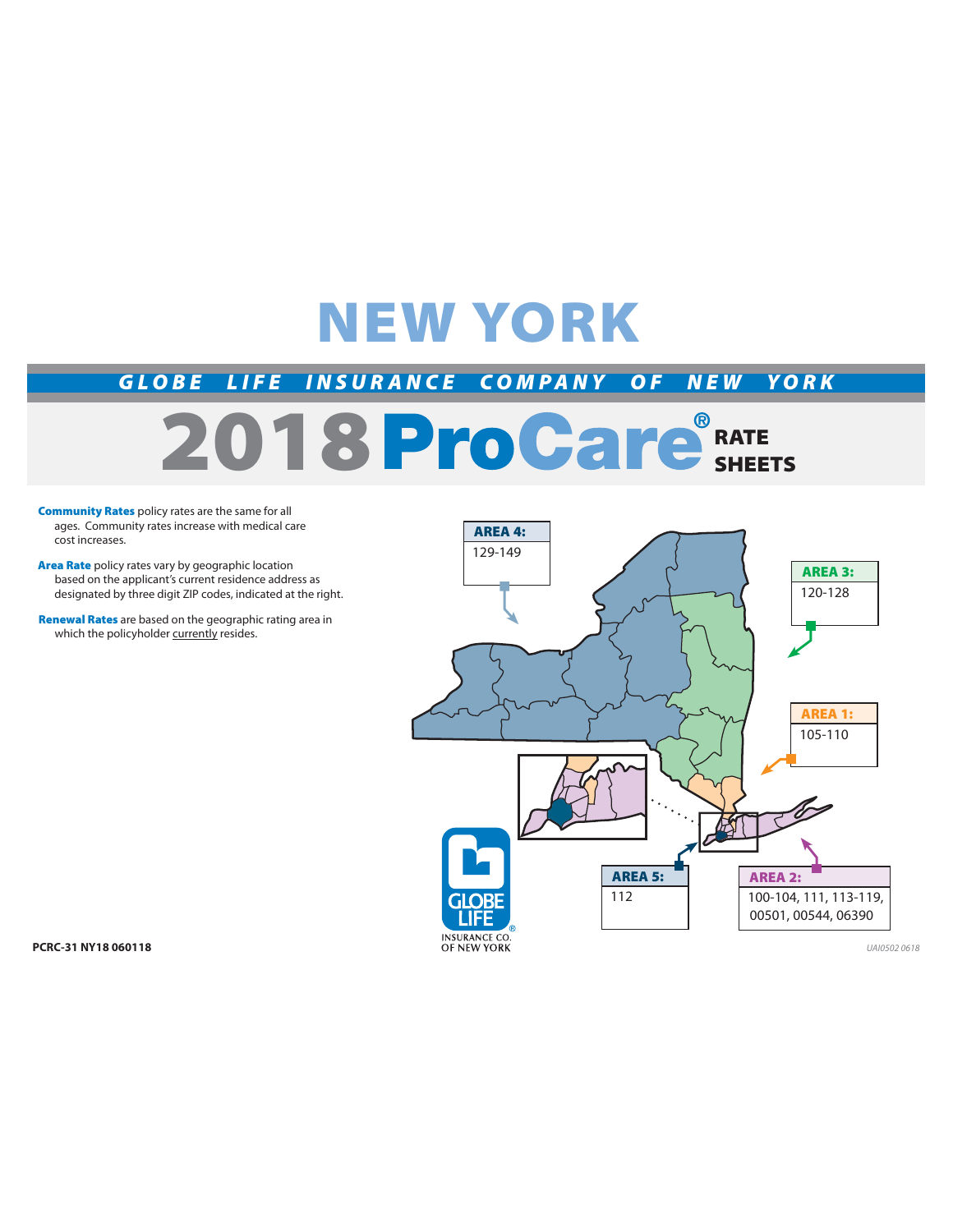# NEW YORK

## GLOBE LIFE INSURANCE COMPANY OF NEW YORK

# 2018 ProCare® RATE SHEETS

**Community Rates** policy rates are the same for all ages. Community rates increase with medical care cost increases.

**Area Rate** policy rates vary by geographic location based on the applicant's current residence address as designated by three digit ZIP codes, indicated at the right.

**Renewal Rates** are based on the geographic rating area in which the policyholder currently resides.

**AREA 4:** 129-149

**AREA 3:** 120-128

**AREA 1:** 105-110

**AREA 5:** 112

**AREA 2:** 100-104, 111, 113-119, 00501, 00544, 06390

GLOBE LIFE INSURANCE CO. OF NEW YORK

**PCRC-31 NY18 060118**

*UAI0502 0618*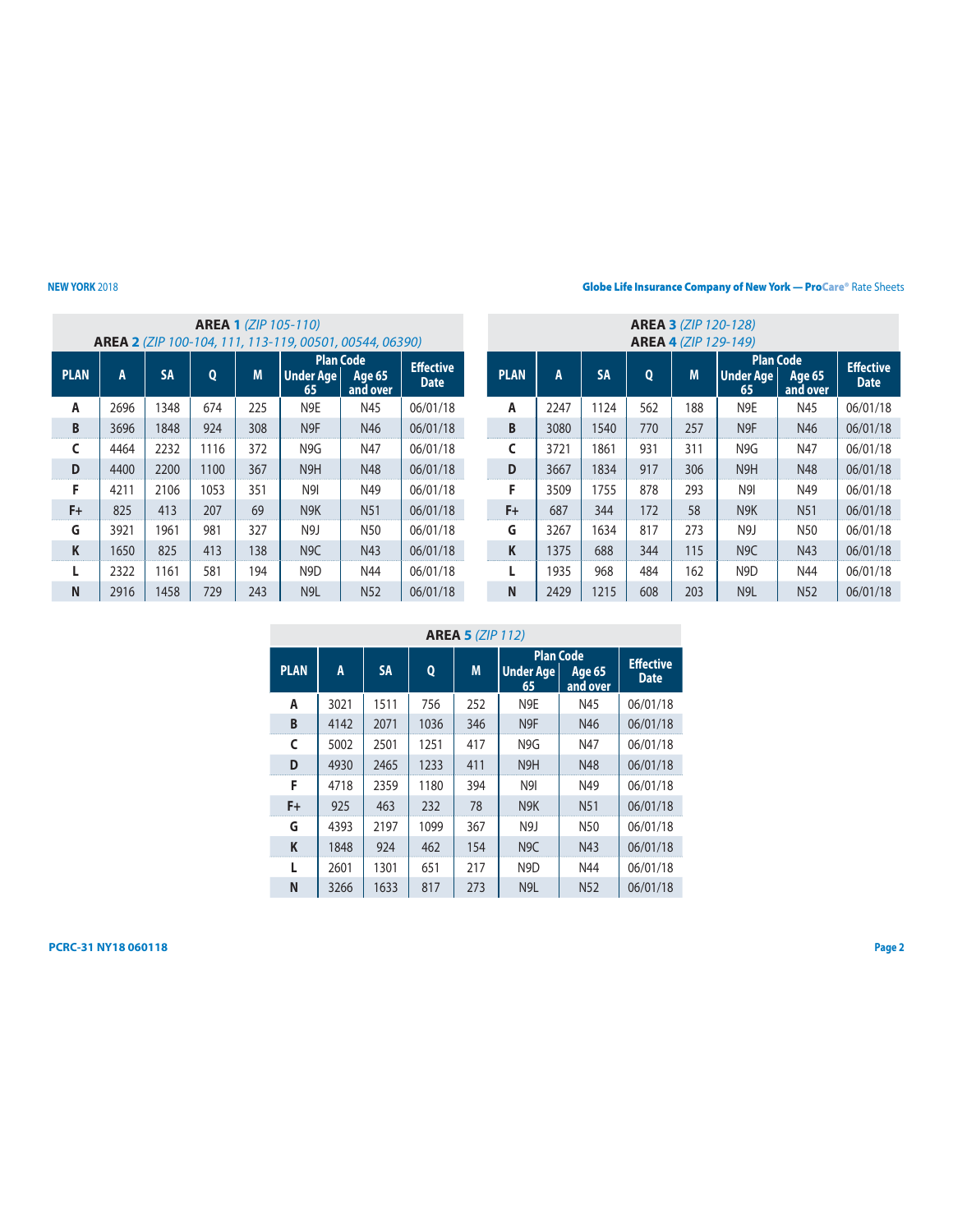## AREA 1 (ZIP 105-110)
## AREA 2 (ZIP 100-104, 111, 113-119, 00501, 00544, 06390)

| PLAN | A | SA | Q | M | Plan Code | | Effective Date |
|---|---|---|---|---|---|---|---|
| | | | | | Under Age 65 | Age 65 and over | |
| A | 2696 | 1348 | 674 | 225 | N9E | N45 | 06/01/18 |
| B | 3696 | 1848 | 924 | 308 | N9F | N46 | 06/01/18 |
| C | 4464 | 2232 | 1116 | 372 | N9G | N47 | 06/01/18 |
| D | 4400 | 2200 | 1100 | 367 | N9H | N48 | 06/01/18 |
| F | 4211 | 2106 | 1053 | 351 | N9I | N49 | 06/01/18 |
| F+ | 825 | 413 | 207 | 69 | N9K | N51 | 06/01/18 |
| G | 3921 | 1961 | 981 | 327 | N9J | N50 | 06/01/18 |
| K | 1650 | 825 | 413 | 138 | N9C | N43 | 06/01/18 |
| L | 2322 | 1161 | 581 | 194 | N9D | N44 | 06/01/18 |
| N | 2916 | 1458 | 729 | 243 | N9L | N52 | 06/01/18 |

## AREA 3 (ZIP 120-128)
## AREA 4 (ZIP 129-149)

| PLAN | A | SA | Q | M | Plan Code | | Effective Date |
|---|---|---|---|---|---|---|---|
| | | | | | Under Age 65 | Age 65 and over | |
| A | 2247 | 1124 | 562 | 188 | N9E | N45 | 06/01/18 |
| B | 3080 | 1540 | 770 | 257 | N9F | N46 | 06/01/18 |
| C | 3721 | 1861 | 931 | 311 | N9G | N47 | 06/01/18 |
| D | 3667 | 1834 | 917 | 306 | N9H | N48 | 06/01/18 |
| F | 3509 | 1755 | 878 | 293 | N9I | N49 | 06/01/18 |
| F+ | 687 | 344 | 172 | 58 | N9K | N51 | 06/01/18 |
| G | 3267 | 1634 | 817 | 273 | N9J | N50 | 06/01/18 |
| K | 1375 | 688 | 344 | 115 | N9C | N43 | 06/01/18 |
| L | 1935 | 968 | 484 | 162 | N9D | N44 | 06/01/18 |
| N | 2429 | 1215 | 608 | 203 | N9L | N52 | 06/01/18 |

## AREA 5 (ZIP 112)

| PLAN | A | SA | Q | M | Plan Code | | Effective Date |
|---|---|---|---|---|---|---|---|
| | | | | | Under Age 65 | Age 65 and over | |
| A | 3021 | 1511 | 756 | 252 | N9E | N45 | 06/01/18 |
| B | 4142 | 2071 | 1036 | 346 | N9F | N46 | 06/01/18 |
| C | 5002 | 2501 | 1251 | 417 | N9G | N47 | 06/01/18 |
| D | 4930 | 2465 | 1233 | 411 | N9H | N48 | 06/01/18 |
| F | 4718 | 2359 | 1180 | 394 | N9I | N49 | 06/01/18 |
| F+ | 925 | 463 | 232 | 78 | N9K | N51 | 06/01/18 |
| G | 4393 | 2197 | 1099 | 367 | N9J | N50 | 06/01/18 |
| K | 1848 | 924 | 462 | 154 | N9C | N43 | 06/01/18 |
| L | 2601 | 1301 | 651 | 217 | N9D | N44 | 06/01/18 |
| N | 3266 | 1633 | 817 | 273 | N9L | N52 | 06/01/18 |

PCRC-31 NY18 060118